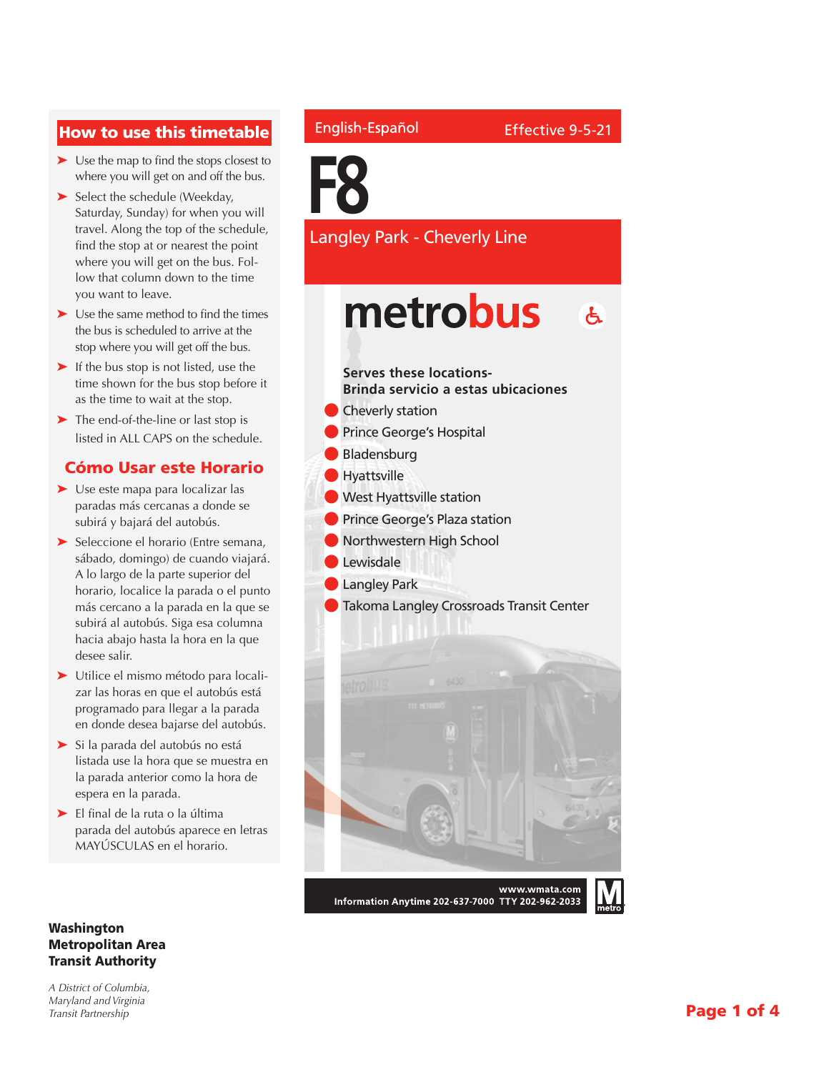## How to use this timetable

- Use the map to find the stops closest to where you will get on and off the bus.
- Select the schedule (Weekday, Saturday, Sunday) for when you will travel. Along the top of the schedule, find the stop at or nearest the point where you will get on the bus. Follow that column down to the time you want to leave.
- Use the same method to find the times the bus is scheduled to arrive at the stop where you will get off the bus.
- If the bus stop is not listed, use the time shown for the bus stop before it as the time to wait at the stop.
- The end-of-the-line or last stop is listed in ALL CAPS on the schedule.

## Cómo Usar este Horario

- Use este mapa para localizar las paradas más cercanas a donde se subirá y bajará del autobús.
- Seleccione el horario (Entre semana, sábado, domingo) de cuando viajará. A lo largo de la parte superior del horario, localice la parada o el punto más cercano a la parada en la que se subirá al autobús. Siga esa columna hacia abajo hasta la hora en la que desee salir.
- Utilice el mismo método para localizar las horas en que el autobús está programado para llegar a la parada en donde desea bajarse del autobús.
- Si la parada del autobús no está listada use la hora que se muestra en la parada anterior como la hora de espera en la parada.
- El final de la ruta o la última parada del autobús aparece en letras MAYÚSCULAS en el horario.

English-Español

Effective 9-5-21

# F8

## Langley Park - Cheverly Line

metrobus

**Serves these locations-**
**Brinda servicio a estas ubicaciones**

- Cheverly station
- Prince George's Hospital
- Bladensburg
- Hyattsville
- West Hyattsville station
- Prince George's Plaza station
- Northwestern High School
- Lewisdale
- Langley Park
- Takoma Langley Crossroads Transit Center

**www.wmata.com**
**Information Anytime 202-637-7000 TTY 202-962-2033**

**Washington Metropolitan Area Transit Authority**

*A District of Columbia, Maryland and Virginia Transit Partnership*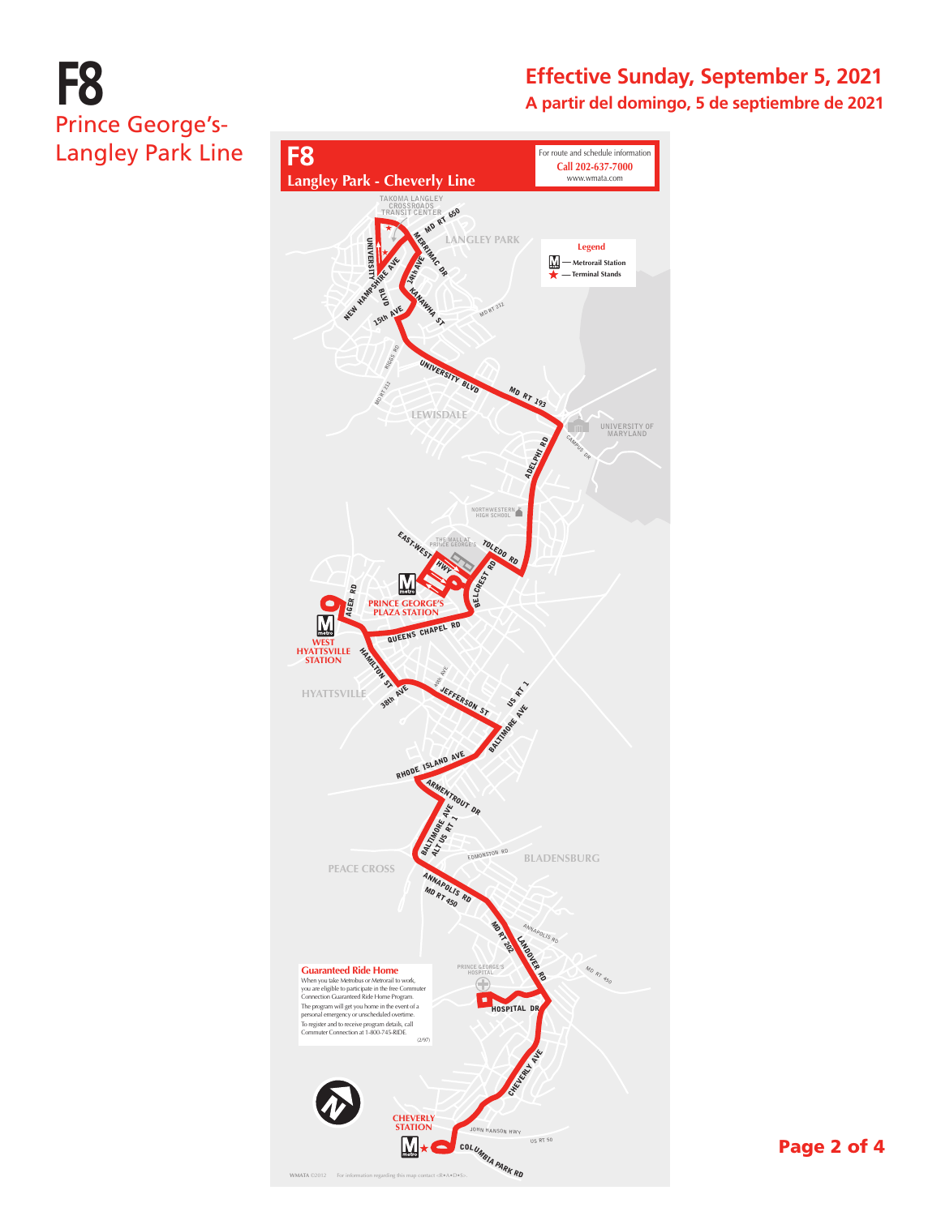# F8

## Prince George's-Langley Park Line

**Effective Sunday, September 5, 2021**

**A partir del domingo, 5 de septiembre de 2021**

## F8
**Langley Park - Cheverly Line**

For route and schedule information
**Call 202-637-7000**
www.wmata.com

**Legend**
- M — Metrorail Station
- ★ — Terminal Stands

TAKOMA LANGLEY CROSSROADS TRANSIT CENTER

MD RT 650, MERRIMAC DR, LANGLEY PARK, UNIVERSITY BLVD, NEW HAMPSHIRE AVE, 14th AVE, KANAWHA ST, 15th AVE, MD RT 212, RIGGS RD, UNIVERSITY BLVD, MD RT 193, LEWISDALE, UNIVERSITY OF MARYLAND, CAMPUS DR, ADELPHI RD, NORTHWESTERN HIGH SCHOOL, THE MALL AT PRINCE GEORGE'S, EAST-WEST HWY, TOLEDO RD, BELCREST RD, AGER RD, PRINCE GEORGE'S PLAZA STATION, WEST HYATTSVILLE STATION, QUEENS CHAPEL RD, HAMILTON ST, HYATTSVILLE, 38th AVE, 40th AVE, JEFFERSON ST, US RT 1, BALTIMORE AVE, RHODE ISLAND AVE, ARMENTROUT DR, BALTIMORE AVE ALT US RT 1, EDMONSTON RD, BLADENSBURG, PEACE CROSS, ANNAPOLIS RD MD RT 450, MD RT 202, LANDOVER RD, ANNAPOLIS RD, MD RT 450, PRINCE GEORGE'S HOSPITAL, HOSPITAL DR, CHEVERLY AVE, CHEVERLY STATION, JOHN HANSON HWY, US RT 50, COLUMBIA PARK RD

**Guaranteed Ride Home**

When you take Metrobus or Metrorail to work, you are eligible to participate in the free Commuter Connection Guaranteed Ride Home Program. The program will get you home in the event of a personal emergency or unscheduled overtime. To register and to receive program details, call Commuter Connection at 1-800-745-RIDE. (2/97)

WMATA ©2012 For information regarding this map contact <R•A•D•S>.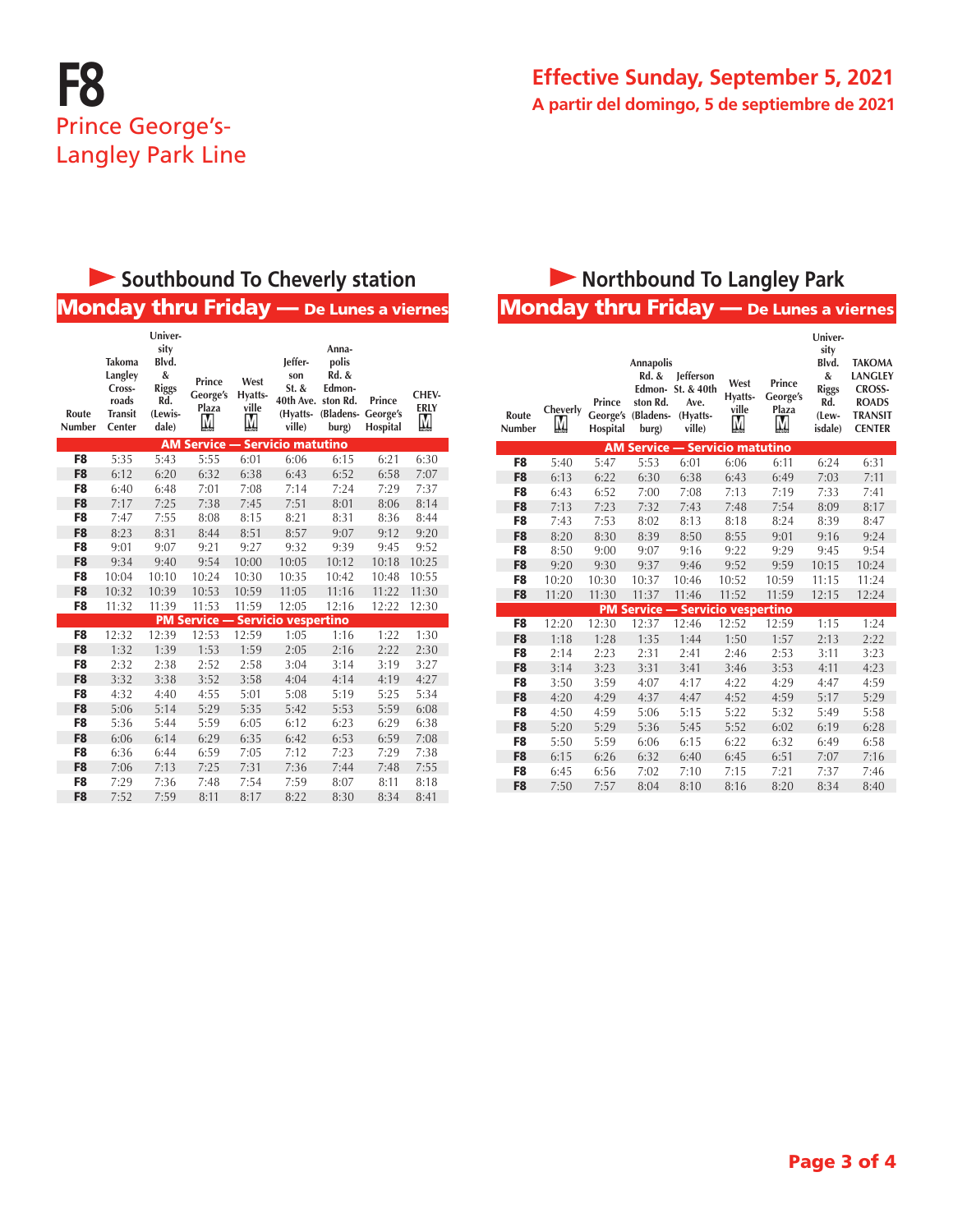# F8
## Prince George's-Langley Park Line

**Effective Sunday, September 5, 2021**
**A partir del domingo, 5 de septiembre de 2021**

## Southbound To Cheverly station

### Monday thru Friday — De Lunes a viernes

| Route Number | Takoma Langley Crossroads Transit Center | University Blvd. & Riggs Rd. (Lewisdale) | Prince George's Plaza M | West Hyattsville M | Jefferson St. & 40th Ave. (Hyattsville) | Annapolis Rd. & Edmonston Rd. (Bladensburg) | Prince George's Hospital | CHEVERLY M |
|---|---|---|---|---|---|---|---|---|
| **AM Service — Servicio matutino** | | | | | | | | |
| F8 | 5:35 | 5:43 | 5:55 | 6:01 | 6:06 | 6:15 | 6:21 | 6:30 |
| F8 | 6:12 | 6:20 | 6:32 | 6:38 | 6:43 | 6:52 | 6:58 | 7:07 |
| F8 | 6:40 | 6:48 | 7:01 | 7:08 | 7:14 | 7:24 | 7:29 | 7:37 |
| F8 | 7:17 | 7:25 | 7:38 | 7:45 | 7:51 | 8:01 | 8:06 | 8:14 |
| F8 | 7:47 | 7:55 | 8:08 | 8:15 | 8:21 | 8:31 | 8:36 | 8:44 |
| F8 | 8:23 | 8:31 | 8:44 | 8:51 | 8:57 | 9:07 | 9:12 | 9:20 |
| F8 | 9:01 | 9:07 | 9:21 | 9:27 | 9:32 | 9:39 | 9:45 | 9:52 |
| F8 | 9:34 | 9:40 | 9:54 | 10:00 | 10:05 | 10:12 | 10:18 | 10:25 |
| F8 | 10:04 | 10:10 | 10:24 | 10:30 | 10:35 | 10:42 | 10:48 | 10:55 |
| F8 | 10:32 | 10:39 | 10:53 | 10:59 | 11:05 | 11:16 | 11:22 | 11:30 |
| F8 | 11:32 | 11:39 | 11:53 | 11:59 | 12:05 | 12:16 | 12:22 | 12:30 |
| **PM Service — Servicio vespertino** | | | | | | | | |
| F8 | 12:32 | 12:39 | 12:53 | 12:59 | 1:05 | 1:16 | 1:22 | 1:30 |
| F8 | 1:32 | 1:39 | 1:53 | 1:59 | 2:05 | 2:16 | 2:22 | 2:30 |
| F8 | 2:32 | 2:38 | 2:52 | 2:58 | 3:04 | 3:14 | 3:19 | 3:27 |
| F8 | 3:32 | 3:38 | 3:52 | 3:58 | 4:04 | 4:14 | 4:19 | 4:27 |
| F8 | 4:32 | 4:40 | 4:55 | 5:01 | 5:08 | 5:19 | 5:25 | 5:34 |
| F8 | 5:06 | 5:14 | 5:29 | 5:35 | 5:42 | 5:53 | 5:59 | 6:08 |
| F8 | 5:36 | 5:44 | 5:59 | 6:05 | 6:12 | 6:23 | 6:29 | 6:38 |
| F8 | 6:06 | 6:14 | 6:29 | 6:35 | 6:42 | 6:53 | 6:59 | 7:08 |
| F8 | 6:36 | 6:44 | 6:59 | 7:05 | 7:12 | 7:23 | 7:29 | 7:38 |
| F8 | 7:06 | 7:13 | 7:25 | 7:31 | 7:36 | 7:44 | 7:48 | 7:55 |
| F8 | 7:29 | 7:36 | 7:48 | 7:54 | 7:59 | 8:07 | 8:11 | 8:18 |
| F8 | 7:52 | 7:59 | 8:11 | 8:17 | 8:22 | 8:30 | 8:34 | 8:41 |

## Northbound To Langley Park

### Monday thru Friday — De Lunes a viernes

| Route Number | Cheverly M | Prince George's Hospital | Annapolis Rd. & Edmonston Rd. (Bladensburg) | Jefferson St. & 40th Ave. (Hyattsville) | West Hyattsville M | Prince George's Plaza M | University Blvd. & Riggs Rd. (Lewisdale) | TAKOMA LANGLEY CROSSROADS TRANSIT CENTER |
|---|---|---|---|---|---|---|---|---|
| **AM Service — Servicio matutino** | | | | | | | | |
| F8 | 5:40 | 5:47 | 5:53 | 6:01 | 6:06 | 6:11 | 6:24 | 6:31 |
| F8 | 6:13 | 6:22 | 6:30 | 6:38 | 6:43 | 6:49 | 7:03 | 7:11 |
| F8 | 6:43 | 6:52 | 7:00 | 7:08 | 7:13 | 7:19 | 7:33 | 7:41 |
| F8 | 7:13 | 7:23 | 7:32 | 7:43 | 7:48 | 7:54 | 8:09 | 8:17 |
| F8 | 7:43 | 7:53 | 8:02 | 8:13 | 8:18 | 8:24 | 8:39 | 8:47 |
| F8 | 8:20 | 8:30 | 8:39 | 8:50 | 8:55 | 9:01 | 9:16 | 9:24 |
| F8 | 8:50 | 9:00 | 9:07 | 9:16 | 9:22 | 9:29 | 9:45 | 9:54 |
| F8 | 9:20 | 9:30 | 9:37 | 9:46 | 9:52 | 9:59 | 10:15 | 10:24 |
| F8 | 10:20 | 10:30 | 10:37 | 10:46 | 10:52 | 10:59 | 11:15 | 11:24 |
| F8 | 11:20 | 11:30 | 11:37 | 11:46 | 11:52 | 11:59 | 12:15 | 12:24 |
| **PM Service — Servicio vespertino** | | | | | | | | |
| F8 | 12:20 | 12:30 | 12:37 | 12:46 | 12:52 | 12:59 | 1:15 | 1:24 |
| F8 | 1:18 | 1:28 | 1:35 | 1:44 | 1:50 | 1:57 | 2:13 | 2:22 |
| F8 | 2:14 | 2:23 | 2:31 | 2:41 | 2:46 | 2:53 | 3:11 | 3:23 |
| F8 | 3:14 | 3:23 | 3:31 | 3:41 | 3:46 | 3:53 | 4:11 | 4:23 |
| F8 | 3:50 | 3:59 | 4:07 | 4:17 | 4:22 | 4:29 | 4:47 | 4:59 |
| F8 | 4:20 | 4:29 | 4:37 | 4:47 | 4:52 | 4:59 | 5:17 | 5:29 |
| F8 | 4:50 | 4:59 | 5:06 | 5:15 | 5:22 | 5:32 | 5:49 | 5:58 |
| F8 | 5:20 | 5:29 | 5:36 | 5:45 | 5:52 | 6:02 | 6:19 | 6:28 |
| F8 | 5:50 | 5:59 | 6:06 | 6:15 | 6:22 | 6:32 | 6:49 | 6:58 |
| F8 | 6:15 | 6:26 | 6:32 | 6:40 | 6:45 | 6:51 | 7:07 | 7:16 |
| F8 | 6:45 | 6:56 | 7:02 | 7:10 | 7:15 | 7:21 | 7:37 | 7:46 |
| F8 | 7:50 | 7:57 | 8:04 | 8:10 | 8:16 | 8:20 | 8:34 | 8:40 |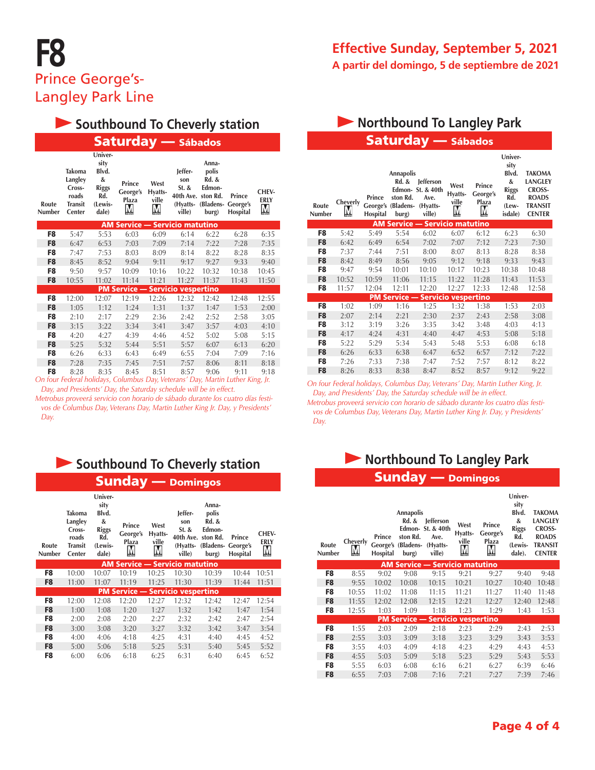# F8
## Prince George's-Langley Park Line

**Effective Sunday, September 5, 2021**
**A partir del domingo, 5 de septiembre de 2021**

### Southbound To Cheverly station
#### Saturday — Sábados

| Route Number | Takoma Langley Crossroads Transit Center | University Blvd. & Riggs Rd. (Lewisdale) | Prince George's Plaza Ⓜ | West Hyattsville Ⓜ | Jefferson St. & 40th Ave. (Hyattsville) | Annapolis Rd. & Edmonston Rd. (Bladensburg) | Prince George's Hospital | CHEVERLY Ⓜ |
|---|---|---|---|---|---|---|---|---|
| **AM Service — Servicio matutino** | | | | | | | | |
| F8 | 5:47 | 5:53 | 6:03 | 6:09 | 6:14 | 6:22 | 6:28 | 6:35 |
| F8 | 6:47 | 6:53 | 7:03 | 7:09 | 7:14 | 7:22 | 7:28 | 7:35 |
| F8 | 7:47 | 7:53 | 8:03 | 8:09 | 8:14 | 8:22 | 8:28 | 8:35 |
| F8 | 8:45 | 8:52 | 9:04 | 9:11 | 9:17 | 9:27 | 9:33 | 9:40 |
| F8 | 9:50 | 9:57 | 10:09 | 10:16 | 10:22 | 10:32 | 10:38 | 10:45 |
| F8 | 10:55 | 11:02 | 11:14 | 11:21 | 11:27 | 11:37 | 11:43 | 11:50 |
| **PM Service — Servicio vespertino** | | | | | | | | |
| F8 | 12:00 | 12:07 | 12:19 | 12:26 | 12:32 | 12:42 | 12:48 | 12:55 |
| F8 | 1:05 | 1:12 | 1:24 | 1:31 | 1:37 | 1:47 | 1:53 | 2:00 |
| F8 | 2:10 | 2:17 | 2:29 | 2:36 | 2:42 | 2:52 | 2:58 | 3:05 |
| F8 | 3:15 | 3:22 | 3:34 | 3:41 | 3:47 | 3:57 | 4:03 | 4:10 |
| F8 | 4:20 | 4:27 | 4:39 | 4:46 | 4:52 | 5:02 | 5:08 | 5:15 |
| F8 | 5:25 | 5:32 | 5:44 | 5:51 | 5:57 | 6:07 | 6:13 | 6:20 |
| F8 | 6:26 | 6:33 | 6:43 | 6:49 | 6:55 | 7:04 | 7:09 | 7:16 |
| F8 | 7:28 | 7:35 | 7:45 | 7:51 | 7:57 | 8:06 | 8:11 | 8:18 |
| F8 | 8:28 | 8:35 | 8:45 | 8:51 | 8:57 | 9:06 | 9:11 | 9:18 |

*On four Federal holidays, Columbus Day, Veterans' Day, Martin Luther King, Jr. Day, and Presidents' Day, the Saturday schedule will be in effect.*
*Metrobus proveerá servicio con horario de sábado durante los cuatro días festivos de Columbus Day, Veterans Day, Martin Luther King Jr. Day, y Presidents' Day.*

### Northbound To Langley Park
#### Saturday — Sábados

| Route Number | Cheverly Ⓜ | Prince George's Hospital | Annapolis Rd. & Edmonston Rd. (Bladensburg) | Jefferson St. & 40th Ave. (Hyattsville) | West Hyattsville Ⓜ | Prince George's Plaza Ⓜ | University Blvd. & Riggs Rd. (Lewisdale) | TAKOMA LANGLEY CROSSROADS TRANSIT CENTER |
|---|---|---|---|---|---|---|---|---|
| **AM Service — Servicio matutino** | | | | | | | | |
| F8 | 5:42 | 5:49 | 5:54 | 6:02 | 6:07 | 6:12 | 6:23 | 6:30 |
| F8 | 6:42 | 6:49 | 6:54 | 7:02 | 7:07 | 7:12 | 7:23 | 7:30 |
| F8 | 7:37 | 7:44 | 7:51 | 8:00 | 8:07 | 8:13 | 8:28 | 8:38 |
| F8 | 8:42 | 8:49 | 8:56 | 9:05 | 9:12 | 9:18 | 9:33 | 9:43 |
| F8 | 9:47 | 9:54 | 10:01 | 10:10 | 10:17 | 10:23 | 10:38 | 10:48 |
| F8 | 10:52 | 10:59 | 11:06 | 11:15 | 11:22 | 11:28 | 11:43 | 11:53 |
| F8 | 11:57 | 12:04 | 12:11 | 12:20 | 12:27 | 12:33 | 12:48 | 12:58 |
| **PM Service — Servicio vespertino** | | | | | | | | |
| F8 | 1:02 | 1:09 | 1:16 | 1:25 | 1:32 | 1:38 | 1:53 | 2:03 |
| F8 | 2:07 | 2:14 | 2:21 | 2:30 | 2:37 | 2:43 | 2:58 | 3:08 |
| F8 | 3:12 | 3:19 | 3:26 | 3:35 | 3:42 | 3:48 | 4:03 | 4:13 |
| F8 | 4:17 | 4:24 | 4:31 | 4:40 | 4:47 | 4:53 | 5:08 | 5:18 |
| F8 | 5:22 | 5:29 | 5:34 | 5:43 | 5:48 | 5:53 | 6:08 | 6:18 |
| F8 | 6:26 | 6:33 | 6:38 | 6:47 | 6:52 | 6:57 | 7:12 | 7:22 |
| F8 | 7:26 | 7:33 | 7:38 | 7:47 | 7:52 | 7:57 | 8:12 | 8:22 |
| F8 | 8:26 | 8:33 | 8:38 | 8:47 | 8:52 | 8:57 | 9:12 | 9:22 |

*On four Federal holidays, Columbus Day, Veterans' Day, Martin Luther King, Jr. Day, and Presidents' Day, the Saturday schedule will be in effect.*
*Metrobus proveerá servicio con horario de sábado durante los cuatro días festivos de Columbus Day, Veterans Day, Martin Luther King Jr. Day, y Presidents' Day.*

### Southbound To Cheverly station
#### Sunday — Domingos

| Route Number | Takoma Langley Crossroads Transit Center | University Blvd. & Riggs Rd. (Lewisdale) | Prince George's Plaza Ⓜ | West Hyattsville Ⓜ | Jefferson St. & 40th Ave. (Hyattsville) | Annapolis Rd. & Edmonston Rd. (Bladensburg) | Prince George's Hospital | CHEVERLY Ⓜ |
|---|---|---|---|---|---|---|---|---|
| **AM Service — Servicio matutino** | | | | | | | | |
| F8 | 10:00 | 10:07 | 10:19 | 10:25 | 10:30 | 10:39 | 10:44 | 10:51 |
| F8 | 11:00 | 11:07 | 11:19 | 11:25 | 11:30 | 11:39 | 11:44 | 11:51 |
| **PM Service — Servicio vespertino** | | | | | | | | |
| F8 | 12:00 | 12:08 | 12:20 | 12:27 | 12:32 | 12:42 | 12:47 | 12:54 |
| F8 | 1:00 | 1:08 | 1:20 | 1:27 | 1:32 | 1:42 | 1:47 | 1:54 |
| F8 | 2:00 | 2:08 | 2:20 | 2:27 | 2:32 | 2:42 | 2:47 | 2:54 |
| F8 | 3:00 | 3:08 | 3:20 | 3:27 | 3:32 | 3:42 | 3:47 | 3:54 |
| F8 | 4:00 | 4:06 | 4:18 | 4:25 | 4:31 | 4:40 | 4:45 | 4:52 |
| F8 | 5:00 | 5:06 | 5:18 | 5:25 | 5:31 | 5:40 | 5:45 | 5:52 |
| F8 | 6:00 | 6:06 | 6:18 | 6:25 | 6:31 | 6:40 | 6:45 | 6:52 |

### Northbound To Langley Park
#### Sunday — Domingos

| Route Number | Cheverly Ⓜ | Prince George's Hospital | Annapolis Rd. & Edmonston Rd. (Bladensburg) | Jefferson St. & 40th Ave. (Hyattsville) | West Hyattsville Ⓜ | Prince George's Plaza Ⓜ | University Blvd. & Riggs Rd. (Lewisdale). | TAKOMA LANGLEY CROSSROADS TRANSIT CENTER |
|---|---|---|---|---|---|---|---|---|
| **AM Service — Servicio matutino** | | | | | | | | |
| F8 | 8:55 | 9:02 | 9:08 | 9:15 | 9:21 | 9:27 | 9:40 | 9:48 |
| F8 | 9:55 | 10:02 | 10:08 | 10:15 | 10:21 | 10:27 | 10:40 | 10:48 |
| F8 | 10:55 | 11:02 | 11:08 | 11:15 | 11:21 | 11:27 | 11:40 | 11:48 |
| F8 | 11:55 | 12:02 | 12:08 | 12:15 | 12:21 | 12:27 | 12:40 | 12:48 |
| F8 | 12:55 | 1:03 | 1:09 | 1:18 | 1:23 | 1:29 | 1:43 | 1:53 |
| **PM Service — Servicio vespertino** | | | | | | | | |
| F8 | 1:55 | 2:03 | 2:09 | 2:18 | 2:23 | 2:29 | 2:43 | 2:53 |
| F8 | 2:55 | 3:03 | 3:09 | 3:18 | 3:23 | 3:29 | 3:43 | 3:53 |
| F8 | 3:55 | 4:03 | 4:09 | 4:18 | 4:23 | 4:29 | 4:43 | 4:53 |
| F8 | 4:55 | 5:03 | 5:09 | 5:18 | 5:23 | 5:29 | 5:43 | 5:53 |
| F8 | 5:55 | 6:03 | 6:08 | 6:16 | 6:21 | 6:27 | 6:39 | 6:46 |
| F8 | 6:55 | 7:03 | 7:08 | 7:16 | 7:21 | 7:27 | 7:39 | 7:46 |